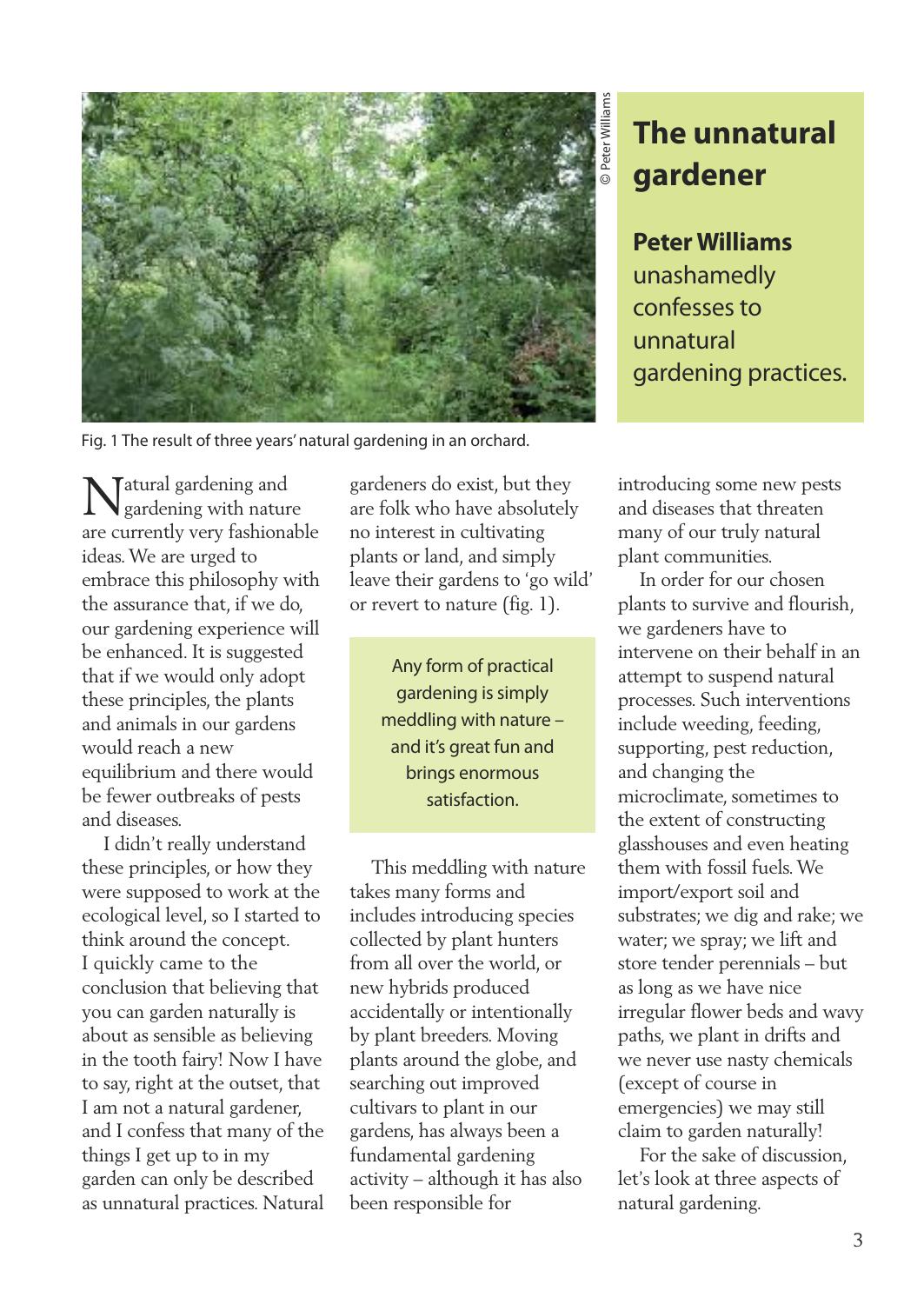# The unnatural gardener

**Peter Williams** unashamedly confesses to unnatural gardening practices.

© Peter Williams

Fig. 1 The result of three years' natural gardening in an orchard.

Natural gardening and gardening with nature are currently very fashionable ideas. We are urged to embrace this philosophy with the assurance that, if we do, our gardening experience will be enhanced. It is suggested that if we would only adopt these principles, the plants and animals in our gardens would reach a new equilibrium and there would be fewer outbreaks of pests and diseases.

I didn't really understand these principles, or how they were supposed to work at the ecological level, so I started to think around the concept. I quickly came to the conclusion that believing that you can garden naturally is about as sensible as believing in the tooth fairy! Now I have to say, right at the outset, that I am not a natural gardener, and I confess that many of the things I get up to in my garden can only be described as unnatural practices. Natural gardeners do exist, but they are folk who have absolutely no interest in cultivating plants or land, and simply leave their gardens to 'go wild' or revert to nature (fig. 1).

> Any form of practical gardening is simply meddling with nature – and it's great fun and brings enormous satisfaction.

This meddling with nature takes many forms and includes introducing species collected by plant hunters from all over the world, or new hybrids produced accidentally or intentionally by plant breeders. Moving plants around the globe, and searching out improved cultivars to plant in our gardens, has always been a fundamental gardening activity – although it has also been responsible for introducing some new pests and diseases that threaten many of our truly natural plant communities.

In order for our chosen plants to survive and flourish, we gardeners have to intervene on their behalf in an attempt to suspend natural processes. Such interventions include weeding, feeding, supporting, pest reduction, and changing the microclimate, sometimes to the extent of constructing glasshouses and even heating them with fossil fuels. We import/export soil and substrates; we dig and rake; we water; we spray; we lift and store tender perennials – but as long as we have nice irregular flower beds and wavy paths, we plant in drifts and we never use nasty chemicals (except of course in emergencies) we may still claim to garden naturally!

For the sake of discussion, let's look at three aspects of natural gardening.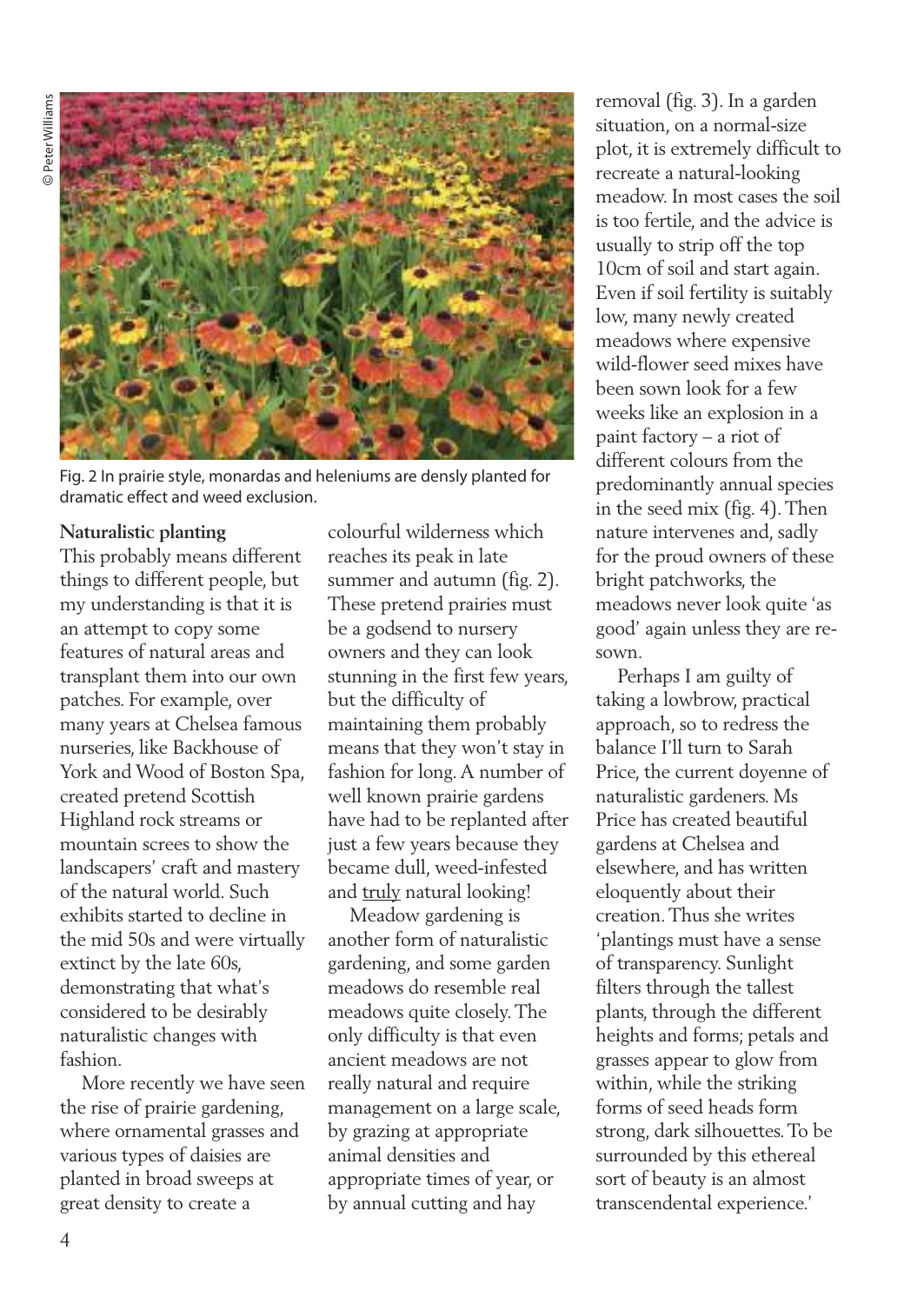© Peter Williams

Fig. 2 In prairie style, monardas and heleniums are densly planted for dramatic effect and weed exclusion.

**Naturalistic planting**

This probably means different things to different people, but my understanding is that it is an attempt to copy some features of natural areas and transplant them into our own patches. For example, over many years at Chelsea famous nurseries, like Backhouse of York and Wood of Boston Spa, created pretend Scottish Highland rock streams or mountain screes to show the landscapers' craft and mastery of the natural world. Such exhibits started to decline in the mid 50s and were virtually extinct by the late 60s, demonstrating that what's considered to be desirably naturalistic changes with fashion.

More recently we have seen the rise of prairie gardening, where ornamental grasses and various types of daisies are planted in broad sweeps at great density to create a colourful wilderness which reaches its peak in late summer and autumn (fig. 2). These pretend prairies must be a godsend to nursery owners and they can look stunning in the first few years, but the difficulty of maintaining them probably means that they won't stay in fashion for long. A number of well known prairie gardens have had to be replanted after just a few years because they became dull, weed-infested and <u>truly</u> natural looking!

Meadow gardening is another form of naturalistic gardening, and some garden meadows do resemble real meadows quite closely. The only difficulty is that even ancient meadows are not really natural and require management on a large scale, by grazing at appropriate animal densities and appropriate times of year, or by annual cutting and hay removal (fig. 3). In a garden situation, on a normal-size plot, it is extremely difficult to recreate a natural-looking meadow. In most cases the soil is too fertile, and the advice is usually to strip off the top 10cm of soil and start again. Even if soil fertility is suitably low, many newly created meadows where expensive wild-flower seed mixes have been sown look for a few weeks like an explosion in a paint factory – a riot of different colours from the predominantly annual species in the seed mix (fig. 4). Then nature intervenes and, sadly for the proud owners of these bright patchworks, the meadows never look quite 'as good' again unless they are re-sown.

Perhaps I am guilty of taking a lowbrow, practical approach, so to redress the balance I'll turn to Sarah Price, the current doyenne of naturalistic gardeners. Ms Price has created beautiful gardens at Chelsea and elsewhere, and has written eloquently about their creation. Thus she writes 'plantings must have a sense of transparency. Sunlight filters through the tallest plants, through the different heights and forms; petals and grasses appear to glow from within, while the striking forms of seed heads form strong, dark silhouettes. To be surrounded by this ethereal sort of beauty is an almost transcendental experience.'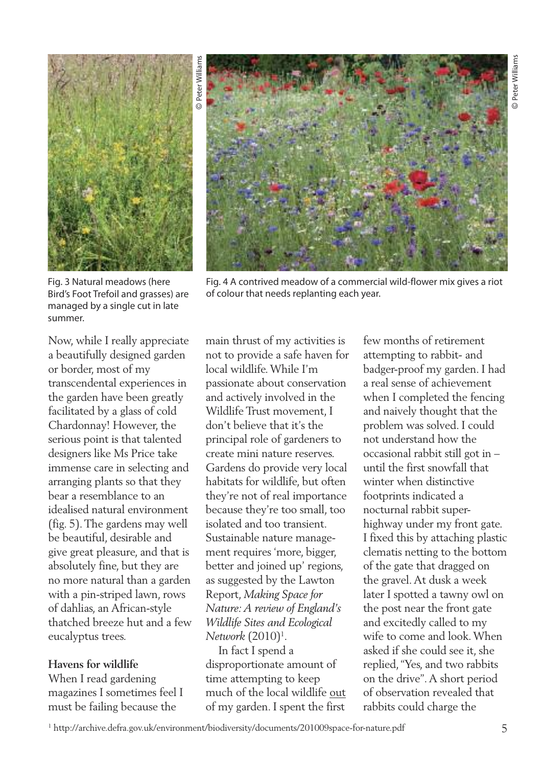Fig. 3 Natural meadows (here Bird's Foot Trefoil and grasses) are managed by a single cut in late summer.

Fig. 4 A contrived meadow of a commercial wild-flower mix gives a riot of colour that needs replanting each year.

Now, while I really appreciate a beautifully designed garden or border, most of my transcendental experiences in the garden have been greatly facilitated by a glass of cold Chardonnay! However, the serious point is that talented designers like Ms Price take immense care in selecting and arranging plants so that they bear a resemblance to an idealised natural environment (fig. 5). The gardens may well be beautiful, desirable and give great pleasure, and that is absolutely fine, but they are no more natural than a garden with a pin-striped lawn, rows of dahlias, an African-style thatched breeze hut and a few eucalyptus trees.

**Havens for wildlife**

When I read gardening magazines I sometimes feel I must be failing because the main thrust of my activities is not to provide a safe haven for local wildlife. While I'm passionate about conservation and actively involved in the Wildlife Trust movement, I don't believe that it's the principal role of gardeners to create mini nature reserves. Gardens do provide very local habitats for wildlife, but often they're not of real importance because they're too small, too isolated and too transient. Sustainable nature management requires 'more, bigger, better and joined up' regions, as suggested by the Lawton Report, *Making Space for Nature: A review of England's Wildlife Sites and Ecological Network* (2010)[1].

In fact I spend a disproportionate amount of time attempting to keep much of the local wildlife out of my garden. I spent the first few months of retirement attempting to rabbit- and badger-proof my garden. I had a real sense of achievement when I completed the fencing and naively thought that the problem was solved. I could not understand how the occasional rabbit still got in – until the first snowfall that winter when distinctive footprints indicated a nocturnal rabbit super-highway under my front gate. I fixed this by attaching plastic clematis netting to the bottom of the gate that dragged on the gravel. At dusk a week later I spotted a tawny owl on the post near the front gate and excitedly called to my wife to come and look. When asked if she could see it, she replied, "Yes, and two rabbits on the drive". A short period of observation revealed that rabbits could charge the

[1] http://archive.defra.gov.uk/environment/biodiversity/documents/201009space-for-nature.pdf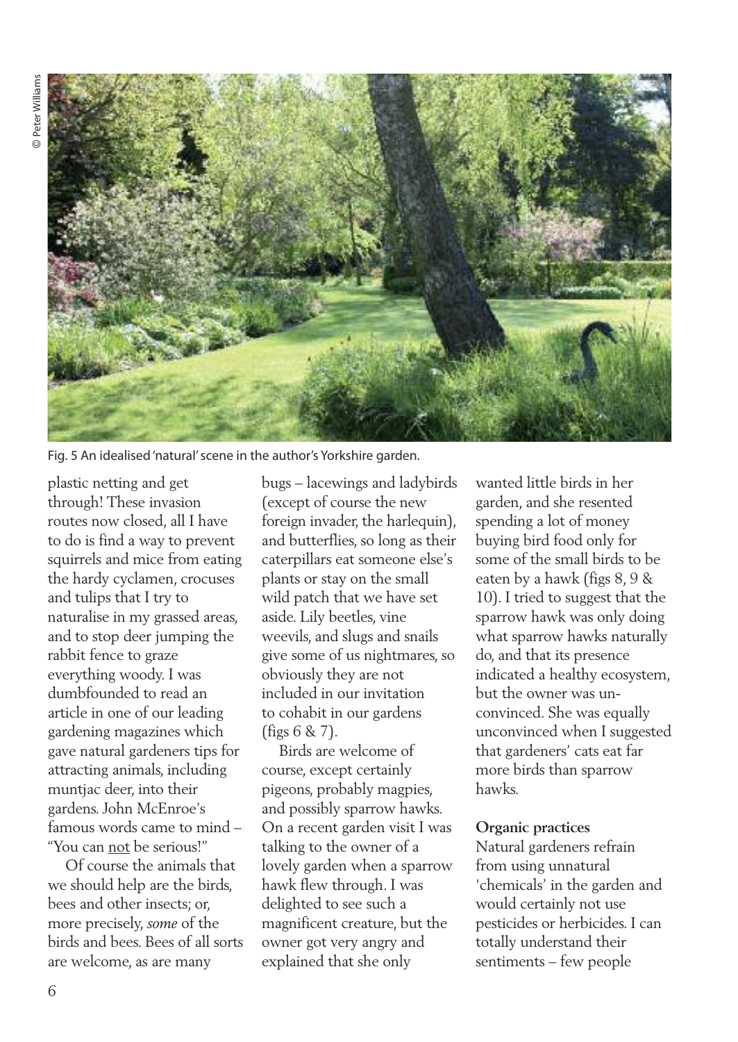Fig. 5 An idealised 'natural' scene in the author's Yorkshire garden.

plastic netting and get through! These invasion routes now closed, all I have to do is find a way to prevent squirrels and mice from eating the hardy cyclamen, crocuses and tulips that I try to naturalise in my grassed areas, and to stop deer jumping the rabbit fence to graze everything woody. I was dumbfounded to read an article in one of our leading gardening magazines which gave natural gardeners tips for attracting animals, including muntjac deer, into their gardens. John McEnroe's famous words came to mind – "You can not be serious!"

Of course the animals that we should help are the birds, bees and other insects; or, more precisely, *some* of the birds and bees. Bees of all sorts are welcome, as are many bugs – lacewings and ladybirds (except of course the new foreign invader, the harlequin), and butterflies, so long as their caterpillars eat someone else's plants or stay on the small wild patch that we have set aside. Lily beetles, vine weevils, and slugs and snails give some of us nightmares, so obviously they are not included in our invitation to cohabit in our gardens (figs 6 & 7).

Birds are welcome of course, except certainly pigeons, probably magpies, and possibly sparrow hawks. On a recent garden visit I was talking to the owner of a lovely garden when a sparrow hawk flew through. I was delighted to see such a magnificent creature, but the owner got very angry and explained that she only wanted little birds in her garden, and she resented spending a lot of money buying bird food only for some of the small birds to be eaten by a hawk (figs 8, 9 & 10). I tried to suggest that the sparrow hawk was only doing what sparrow hawks naturally do, and that its presence indicated a healthy ecosystem, but the owner was unconvinced. She was equally unconvinced when I suggested that gardeners' cats eat far more birds than sparrow hawks.

**Organic practices**

Natural gardeners refrain from using unnatural 'chemicals' in the garden and would certainly not use pesticides or herbicides. I can totally understand their sentiments – few people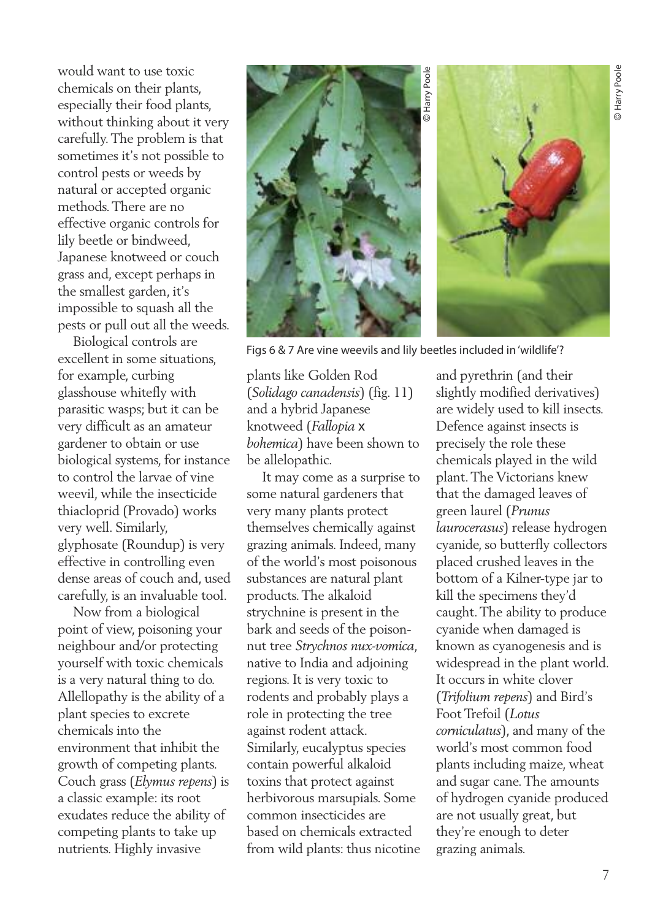would want to use toxic chemicals on their plants, especially their food plants, without thinking about it very carefully. The problem is that sometimes it's not possible to control pests or weeds by natural or accepted organic methods. There are no effective organic controls for lily beetle or bindweed, Japanese knotweed or couch grass and, except perhaps in the smallest garden, it's impossible to squash all the pests or pull out all the weeds.

Biological controls are excellent in some situations, for example, curbing glasshouse whitefly with parasitic wasps; but it can be very difficult as an amateur gardener to obtain or use biological systems, for instance to control the larvae of vine weevil, while the insecticide thiacloprid (Provado) works very well. Similarly, glyphosate (Roundup) is very effective in controlling even dense areas of couch and, used carefully, is an invaluable tool.

Now from a biological point of view, poisoning your neighbour and/or protecting yourself with toxic chemicals is a very natural thing to do. Allellopathy is the ability of a plant species to excrete chemicals into the environment that inhibit the growth of competing plants. Couch grass (*Elymus repens*) is a classic example: its root exudates reduce the ability of competing plants to take up nutrients. Highly invasive plants like Golden Rod (*Solidago canadensis*) (fig. 11) and a hybrid Japanese knotweed (*Fallopia* x *bohemica*) have been shown to be allelopathic.

Figs 6 & 7 Are vine weevils and lily beetles included in 'wildlife'?

It may come as a surprise to some natural gardeners that very many plants protect themselves chemically against grazing animals. Indeed, many of the world's most poisonous substances are natural plant products. The alkaloid strychnine is present in the bark and seeds of the poison-nut tree *Strychnos nux-vomica*, native to India and adjoining regions. It is very toxic to rodents and probably plays a role in protecting the tree against rodent attack. Similarly, eucalyptus species contain powerful alkaloid toxins that protect against herbivorous marsupials. Some common insecticides are based on chemicals extracted from wild plants: thus nicotine and pyrethrin (and their slightly modified derivatives) are widely used to kill insects. Defence against insects is precisely the role these chemicals played in the wild plant. The Victorians knew that the damaged leaves of green laurel (*Prunus laurocerasus*) release hydrogen cyanide, so butterfly collectors placed crushed leaves in the bottom of a Kilner-type jar to kill the specimens they'd caught. The ability to produce cyanide when damaged is known as cyanogenesis and is widespread in the plant world. It occurs in white clover (*Trifolium repens*) and Bird's Foot Trefoil (*Lotus corniculatus*), and many of the world's most common food plants including maize, wheat and sugar cane. The amounts of hydrogen cyanide produced are not usually great, but they're enough to deter grazing animals.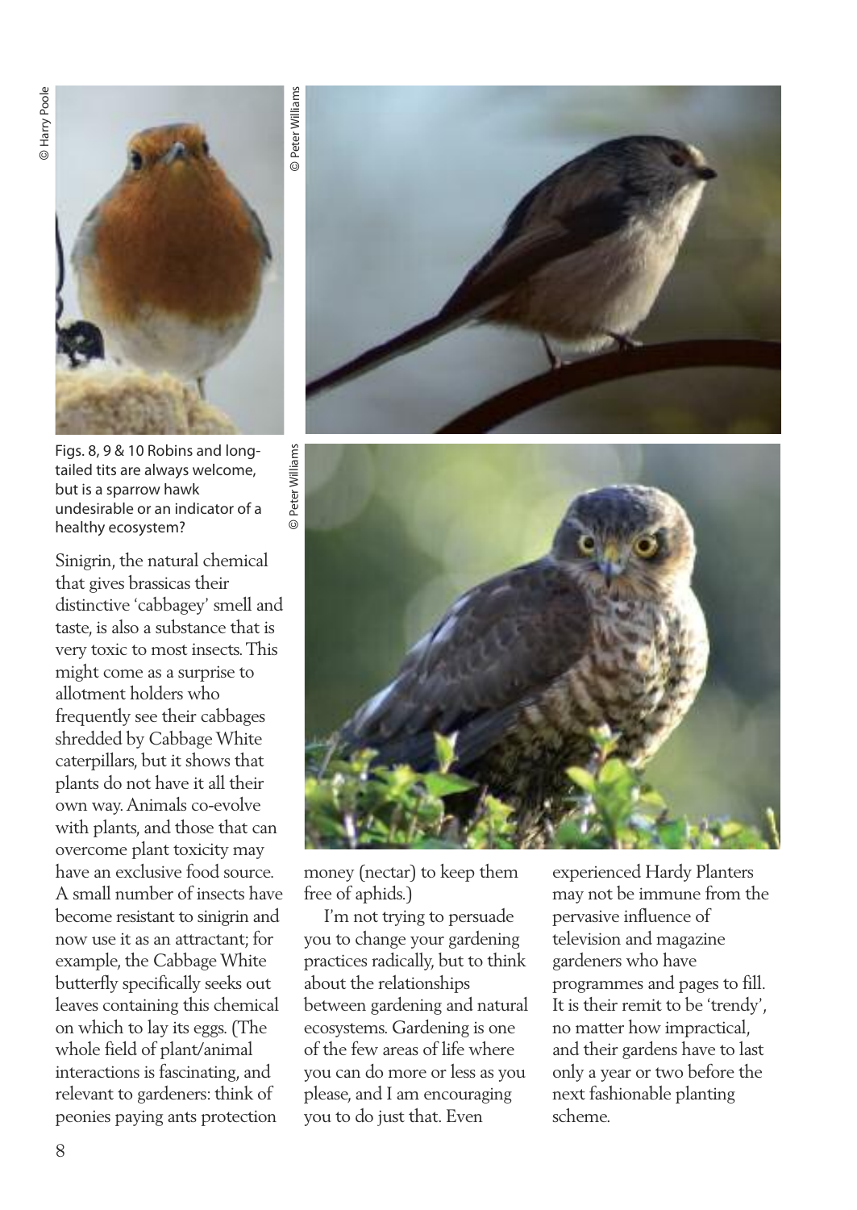Figs. 8, 9 & 10 Robins and long-tailed tits are always welcome, but is a sparrow hawk undesirable or an indicator of a healthy ecosystem?

Sinigrin, the natural chemical that gives brassicas their distinctive 'cabbagey' smell and taste, is also a substance that is very toxic to most insects. This might come as a surprise to allotment holders who frequently see their cabbages shredded by Cabbage White caterpillars, but it shows that plants do not have it all their own way. Animals co-evolve with plants, and those that can overcome plant toxicity may have an exclusive food source. A small number of insects have become resistant to sinigrin and now use it as an attractant; for example, the Cabbage White butterfly specifically seeks out leaves containing this chemical on which to lay its eggs. (The whole field of plant/animal interactions is fascinating, and relevant to gardeners: think of peonies paying ants protection money (nectar) to keep them free of aphids.)

I'm not trying to persuade you to change your gardening practices radically, but to think about the relationships between gardening and natural ecosystems. Gardening is one of the few areas of life where you can do more or less as you please, and I am encouraging you to do just that. Even experienced Hardy Planters may not be immune from the pervasive influence of television and magazine gardeners who have programmes and pages to fill. It is their remit to be 'trendy', no matter how impractical, and their gardens have to last only a year or two before the next fashionable planting scheme.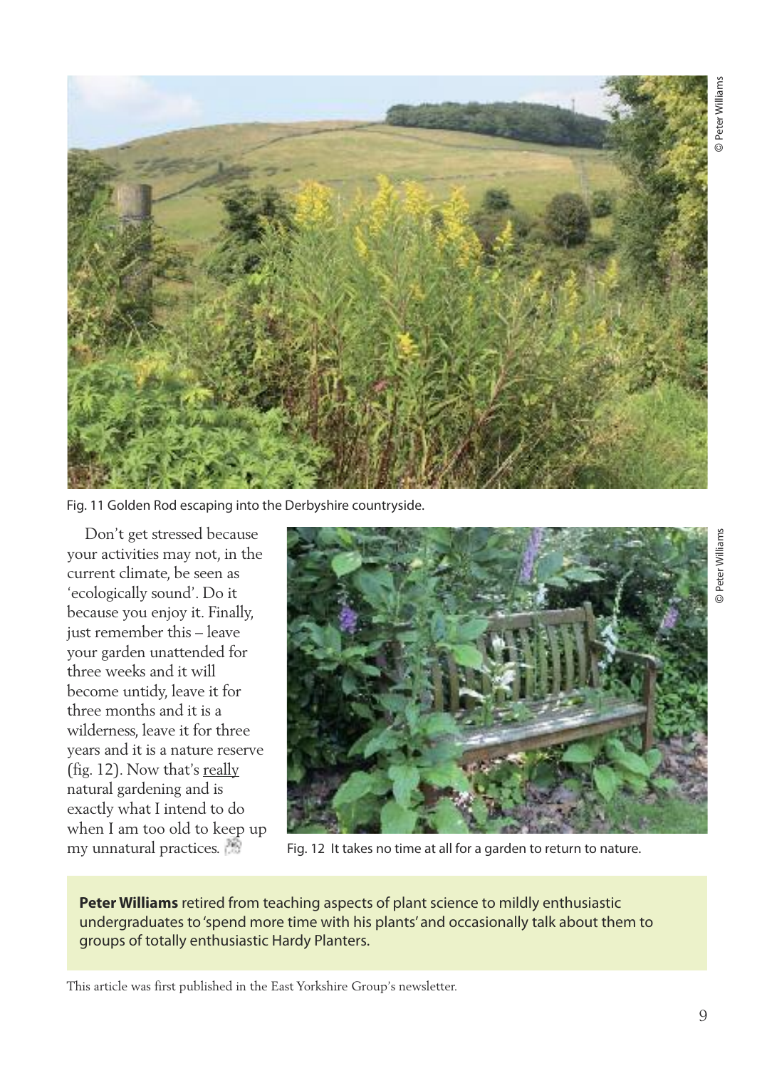Fig. 11 Golden Rod escaping into the Derbyshire countryside.

Don't get stressed because your activities may not, in the current climate, be seen as 'ecologically sound'. Do it because you enjoy it. Finally, just remember this – leave your garden unattended for three weeks and it will become untidy, leave it for three months and it is a wilderness, leave it for three years and it is a nature reserve (fig. 12). Now that's really natural gardening and is exactly what I intend to do when I am too old to keep up my unnatural practices.

Fig. 12 It takes no time at all for a garden to return to nature.

**Peter Williams** retired from teaching aspects of plant science to mildly enthusiastic undergraduates to 'spend more time with his plants' and occasionally talk about them to groups of totally enthusiastic Hardy Planters.

This article was first published in the East Yorkshire Group's newsletter.